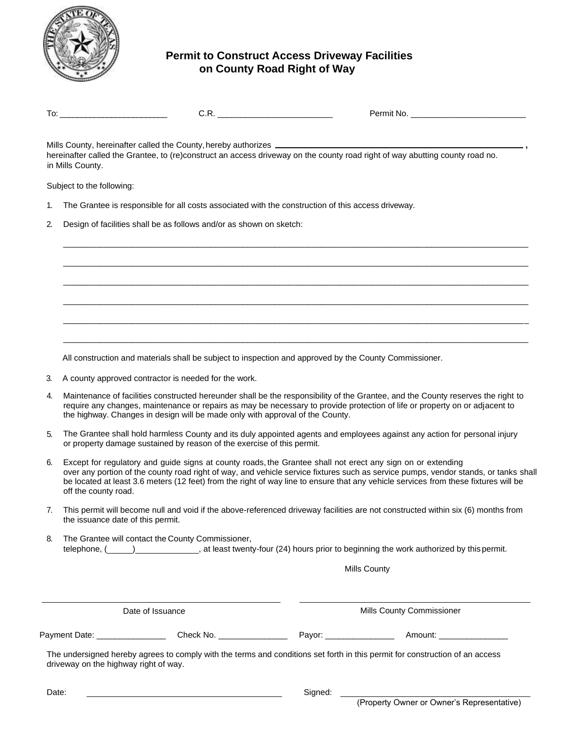# Permit to Construct Access Driveway Facilities on County Road Right of Way

To: _______________________ C.R. _________________________ Permit No. _________________________

Mills County, hereinafter called the County, hereby authorizes ______________________________________________________,
hereinafter called the Grantee, to (re)construct an access driveway on the county road right of way abutting county road no.
in Mills County.

Subject to the following:

1. The Grantee is responsible for all costs associated with the construction of this access driveway.

2. Design of facilities shall be as follows and/or as shown on sketch:

   ______________________________________________________________________________________________

   ______________________________________________________________________________________________

   ______________________________________________________________________________________________

   ______________________________________________________________________________________________

   ______________________________________________________________________________________________

   ______________________________________________________________________________________________

   All construction and materials shall be subject to inspection and approved by the County Commissioner.

3. A county approved contractor is needed for the work.

4. Maintenance of facilities constructed hereunder shall be the responsibility of the Grantee, and the County reserves the right to require any changes, maintenance or repairs as may be necessary to provide protection of life or property on or adjacent to the highway. Changes in design will be made only with approval of the County.

5. The Grantee shall hold harmless County and its duly appointed agents and employees against any action for personal injury or property damage sustained by reason of the exercise of this permit.

6. Except for regulatory and guide signs at county roads, the Grantee shall not erect any sign on or extending over any portion of the county road right of way, and vehicle service fixtures such as service pumps, vendor stands, or tanks shall be located at least 3.6 meters (12 feet) from the right of way line to ensure that any vehicle services from these fixtures will be off the county road.

7. This permit will become null and void if the above-referenced driveway facilities are not constructed within six (6) months from the issuance date of this permit.

8. The Grantee will contact the County Commissioner, telephone, (_____)_____________, at least twenty-four (24) hours prior to beginning the work authorized by this permit.

Mills County

_______________________________________ _______________________________________

Date of Issuance Mills County Commissioner

Payment Date: _______________ Check No. _______________ Payor: _______________ Amount: _______________

The undersigned hereby agrees to comply with the terms and conditions set forth in this permit for construction of an access driveway on the highway right of way.

Date: _______________________________________ Signed: _______________________________________

(Property Owner or Owner's Representative)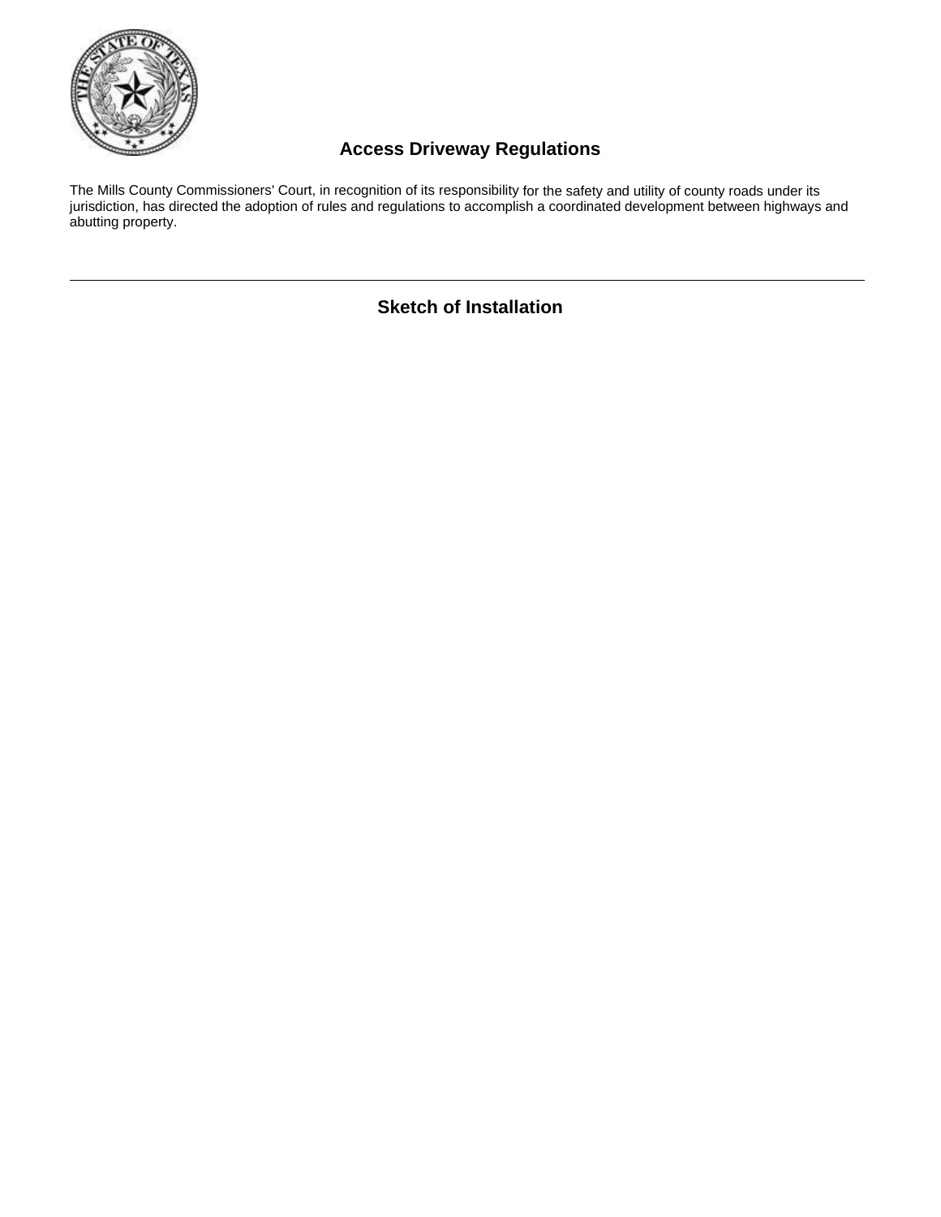## Access Driveway Regulations

The Mills County Commissioners' Court, in recognition of its responsibility for the safety and utility of county roads under its jurisdiction, has directed the adoption of rules and regulations to accomplish a coordinated development between highways and abutting property.

---

## Sketch of Installation